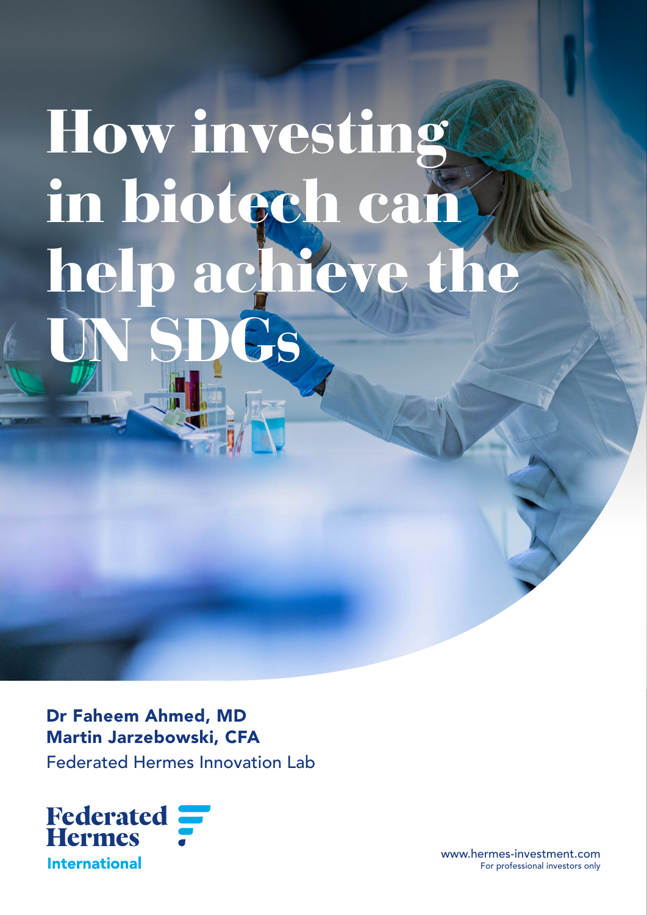# How investing in biotech can help achieve the UN SDGs

**Dr Faheem Ahmed, MD**
**Martin Jarzebowski, CFA**
Federated Hermes Innovation Lab

Federated Hermes International

www.hermes-investment.com
For professional investors only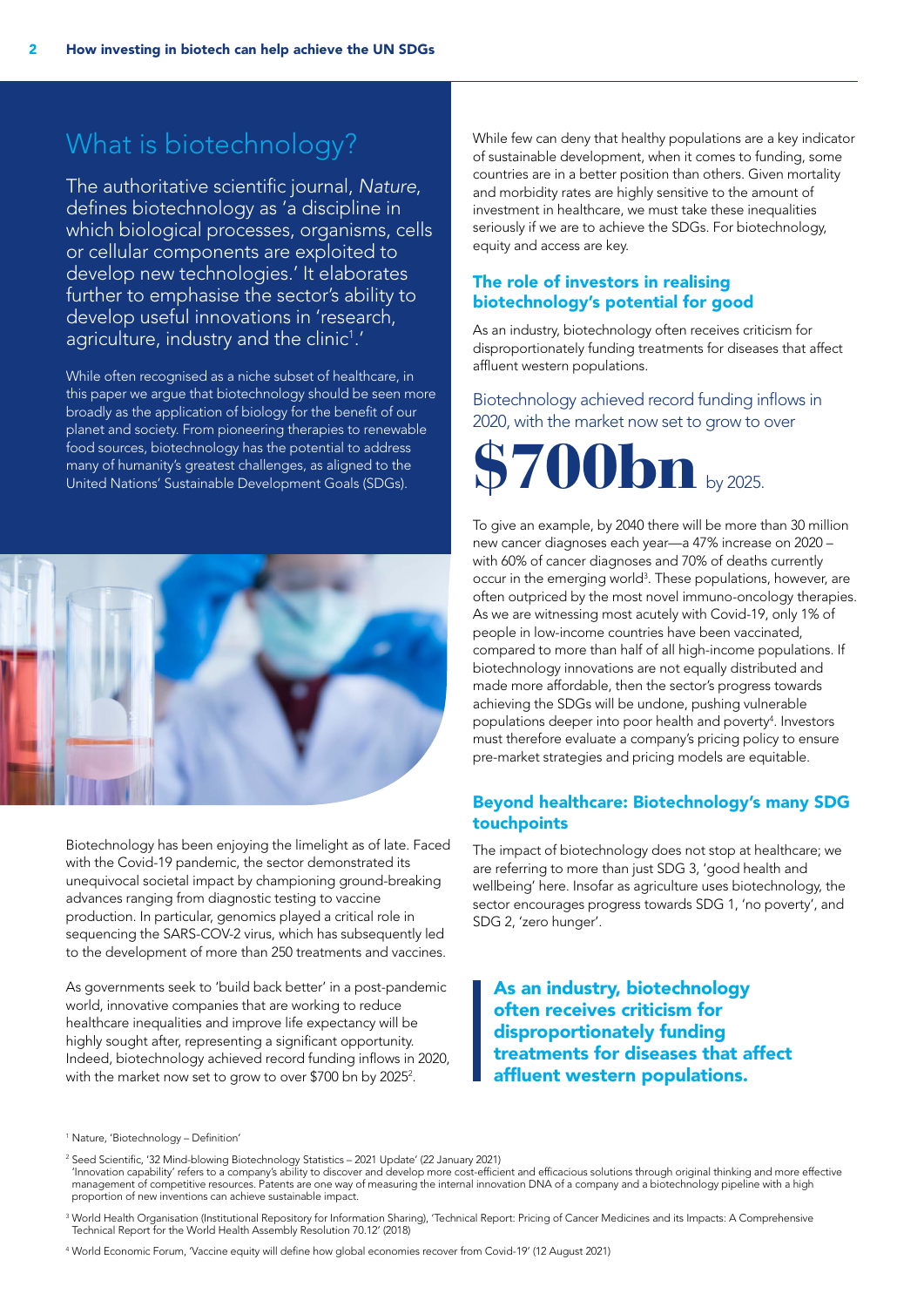## What is biotechnology?

The authoritative scientific journal, *Nature*, defines biotechnology as 'a discipline in which biological processes, organisms, cells or cellular components are exploited to develop new technologies.' It elaborates further to emphasise the sector's ability to develop useful innovations in 'research, agriculture, industry and the clinic[1].'

While often recognised as a niche subset of healthcare, in this paper we argue that biotechnology should be seen more broadly as the application of biology for the benefit of our planet and society. From pioneering therapies to renewable food sources, biotechnology has the potential to address many of humanity's greatest challenges, as aligned to the United Nations' Sustainable Development Goals (SDGs).

Biotechnology has been enjoying the limelight as of late. Faced with the Covid-19 pandemic, the sector demonstrated its unequivocal societal impact by championing ground-breaking advances ranging from diagnostic testing to vaccine production. In particular, genomics played a critical role in sequencing the SARS-COV-2 virus, which has subsequently led to the development of more than 250 treatments and vaccines.

As governments seek to 'build back better' in a post-pandemic world, innovative companies that are working to reduce healthcare inequalities and improve life expectancy will be highly sought after, representing a significant opportunity. Indeed, biotechnology achieved record funding inflows in 2020, with the market now set to grow to over $700 bn by 2025[2].

While few can deny that healthy populations are a key indicator of sustainable development, when it comes to funding, some countries are in a better position than others. Given mortality and morbidity rates are highly sensitive to the amount of investment in healthcare, we must take these inequalities seriously if we are to achieve the SDGs. For biotechnology, equity and access are key.

### The role of investors in realising biotechnology's potential for good

As an industry, biotechnology often receives criticism for disproportionately funding treatments for diseases that affect affluent western populations.

Biotechnology achieved record funding inflows in 2020, with the market now set to grow to over **$700bn** by 2025.

To give an example, by 2040 there will be more than 30 million new cancer diagnoses each year—a 47% increase on 2020 – with 60% of cancer diagnoses and 70% of deaths currently occur in the emerging world[3]. These populations, however, are often outpriced by the most novel immuno-oncology therapies. As we are witnessing most acutely with Covid-19, only 1% of people in low-income countries have been vaccinated, compared to more than half of all high-income populations. If biotechnology innovations are not equally distributed and made more affordable, then the sector's progress towards achieving the SDGs will be undone, pushing vulnerable populations deeper into poor health and poverty[4]. Investors must therefore evaluate a company's pricing policy to ensure pre-market strategies and pricing models are equitable.

### Beyond healthcare: Biotechnology's many SDG touchpoints

The impact of biotechnology does not stop at healthcare; we are referring to more than just SDG 3, 'good health and wellbeing' here. Insofar as agriculture uses biotechnology, the sector encourages progress towards SDG 1, 'no poverty', and SDG 2, 'zero hunger'.

> **As an industry, biotechnology often receives criticism for disproportionately funding treatments for diseases that affect affluent western populations.**

---

[1] Nature, 'Biotechnology – Definition'

[2] Seed Scientific, '32 Mind-blowing Biotechnology Statistics – 2021 Update' (22 January 2021)
'Innovation capability' refers to a company's ability to discover and develop more cost-efficient and efficacious solutions through original thinking and more effective management of competitive resources. Patents are one way of measuring the internal innovation DNA of a company and a biotechnology pipeline with a high proportion of new inventions can achieve sustainable impact.

[3] World Health Organisation (Institutional Repository for Information Sharing), 'Technical Report: Pricing of Cancer Medicines and its Impacts: A Comprehensive Technical Report for the World Health Assembly Resolution 70.12' (2018)

[4] World Economic Forum, 'Vaccine equity will define how global economies recover from Covid-19' (12 August 2021)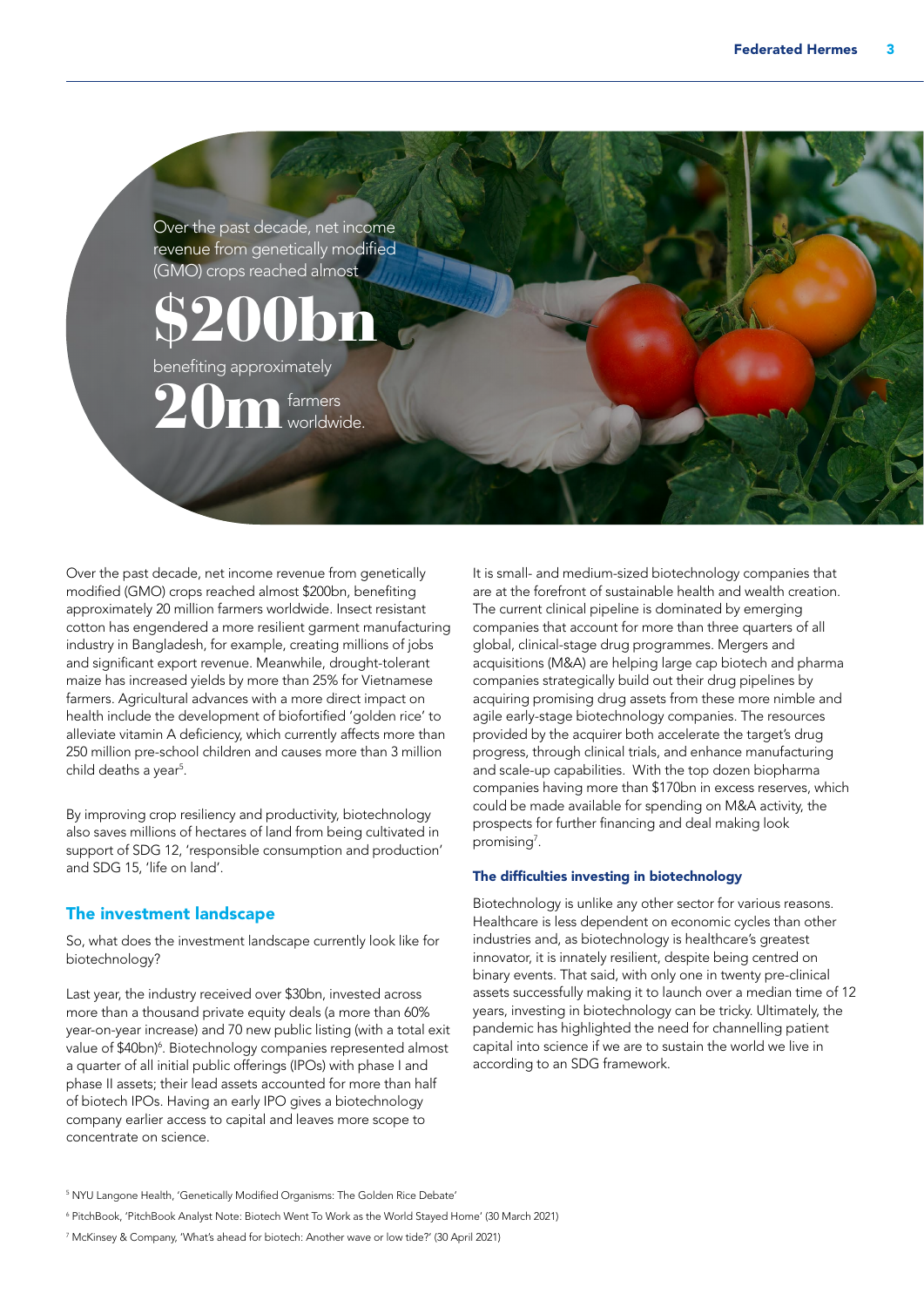Over the past decade, net income revenue from genetically modified (GMO) crops reached almost

**$200bn**

benefiting approximately

**20m** farmers worldwide.

Over the past decade, net income revenue from genetically modified (GMO) crops reached almost $200bn, benefiting approximately 20 million farmers worldwide. Insect resistant cotton has engendered a more resilient garment manufacturing industry in Bangladesh, for example, creating millions of jobs and significant export revenue. Meanwhile, drought-tolerant maize has increased yields by more than 25% for Vietnamese farmers. Agricultural advances with a more direct impact on health include the development of biofortified 'golden rice' to alleviate vitamin A deficiency, which currently affects more than 250 million pre-school children and causes more than 3 million child deaths a year[5].

By improving crop resiliency and productivity, biotechnology also saves millions of hectares of land from being cultivated in support of SDG 12, 'responsible consumption and production' and SDG 15, 'life on land'.

## The investment landscape

So, what does the investment landscape currently look like for biotechnology?

Last year, the industry received over $30bn, invested across more than a thousand private equity deals (a more than 60% year-on-year increase) and 70 new public listing (with a total exit value of $40bn)[6]. Biotechnology companies represented almost a quarter of all initial public offerings (IPOs) with phase I and phase II assets; their lead assets accounted for more than half of biotech IPOs. Having an early IPO gives a biotechnology company earlier access to capital and leaves more scope to concentrate on science.

It is small- and medium-sized biotechnology companies that are at the forefront of sustainable health and wealth creation. The current clinical pipeline is dominated by emerging companies that account for more than three quarters of all global, clinical-stage drug programmes. Mergers and acquisitions (M&A) are helping large cap biotech and pharma companies strategically build out their drug pipelines by acquiring promising drug assets from these more nimble and agile early-stage biotechnology companies. The resources provided by the acquirer both accelerate the target's drug progress, through clinical trials, and enhance manufacturing and scale-up capabilities. With the top dozen biopharma companies having more than $170bn in excess reserves, which could be made available for spending on M&A activity, the prospects for further financing and deal making look promising[7].

### The difficulties investing in biotechnology

Biotechnology is unlike any other sector for various reasons. Healthcare is less dependent on economic cycles than other industries and, as biotechnology is healthcare's greatest innovator, it is innately resilient, despite being centred on binary events. That said, with only one in twenty pre-clinical assets successfully making it to launch over a median time of 12 years, investing in biotechnology can be tricky. Ultimately, the pandemic has highlighted the need for channelling patient capital into science if we are to sustain the world we live in according to an SDG framework.

[5] NYU Langone Health, 'Genetically Modified Organisms: The Golden Rice Debate'

[6] PitchBook, 'PitchBook Analyst Note: Biotech Went To Work as the World Stayed Home' (30 March 2021)

[7] McKinsey & Company, 'What's ahead for biotech: Another wave or low tide?' (30 April 2021)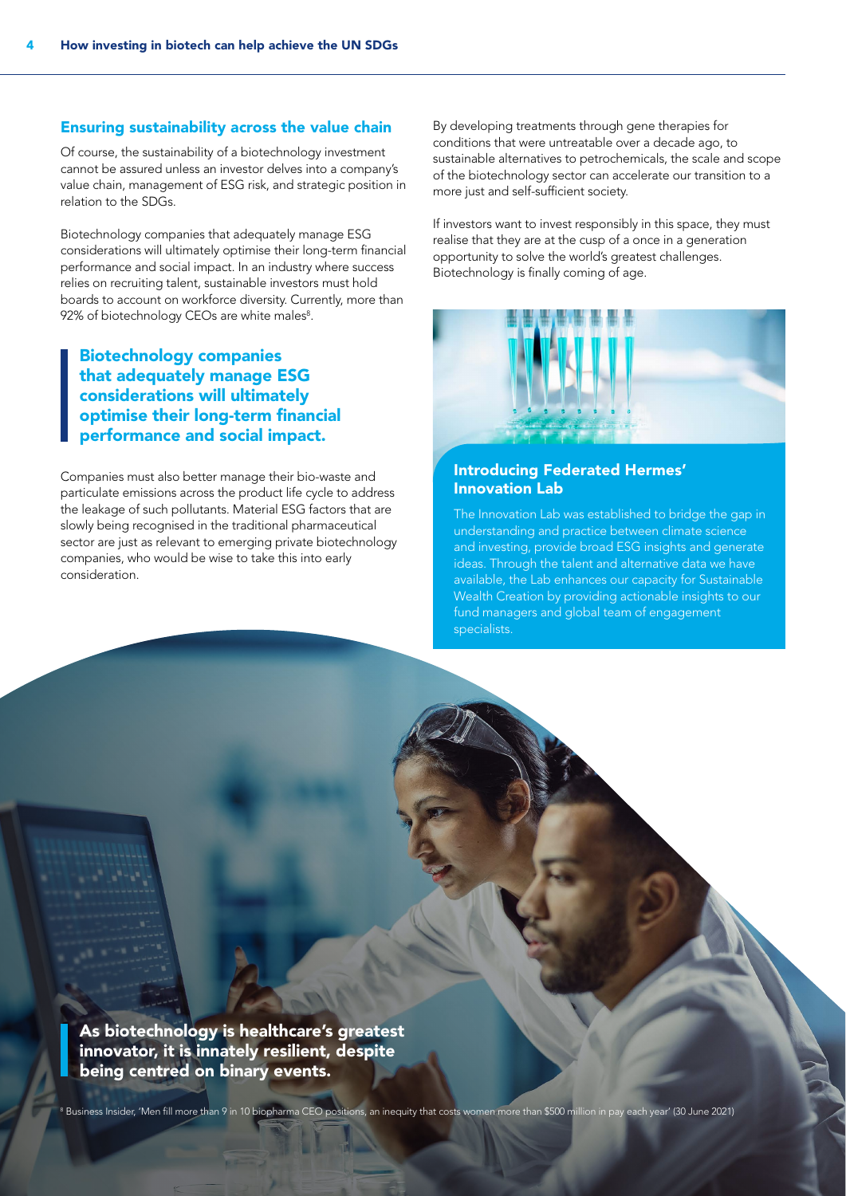## Ensuring sustainability across the value chain

Of course, the sustainability of a biotechnology investment cannot be assured unless an investor delves into a company's value chain, management of ESG risk, and strategic position in relation to the SDGs.

Biotechnology companies that adequately manage ESG considerations will ultimately optimise their long-term financial performance and social impact. In an industry where success relies on recruiting talent, sustainable investors must hold boards to account on workforce diversity. Currently, more than 92% of biotechnology CEOs are white males[8].

> **Biotechnology companies that adequately manage ESG considerations will ultimately optimise their long-term financial performance and social impact.**

Companies must also better manage their bio-waste and particulate emissions across the product life cycle to address the leakage of such pollutants. Material ESG factors that are slowly being recognised in the traditional pharmaceutical sector are just as relevant to emerging private biotechnology companies, who would be wise to take this into early consideration.

By developing treatments through gene therapies for conditions that were untreatable over a decade ago, to sustainable alternatives to petrochemicals, the scale and scope of the biotechnology sector can accelerate our transition to a more just and self-sufficient society.

If investors want to invest responsibly in this space, they must realise that they are at the cusp of a once in a generation opportunity to solve the world's greatest challenges. Biotechnology is finally coming of age.

### Introducing Federated Hermes' Innovation Lab

The Innovation Lab was established to bridge the gap in understanding and practice between climate science and investing, provide broad ESG insights and generate ideas. Through the talent and alternative data we have available, the Lab enhances our capacity for Sustainable Wealth Creation by providing actionable insights to our fund managers and global team of engagement specialists.

> **As biotechnology is healthcare's greatest innovator, it is innately resilient, despite being centred on binary events.**

[8] Business Insider, 'Men fill more than 9 in 10 biopharma CEO positions, an inequity that costs women more than $500 million in pay each year' (30 June 2021)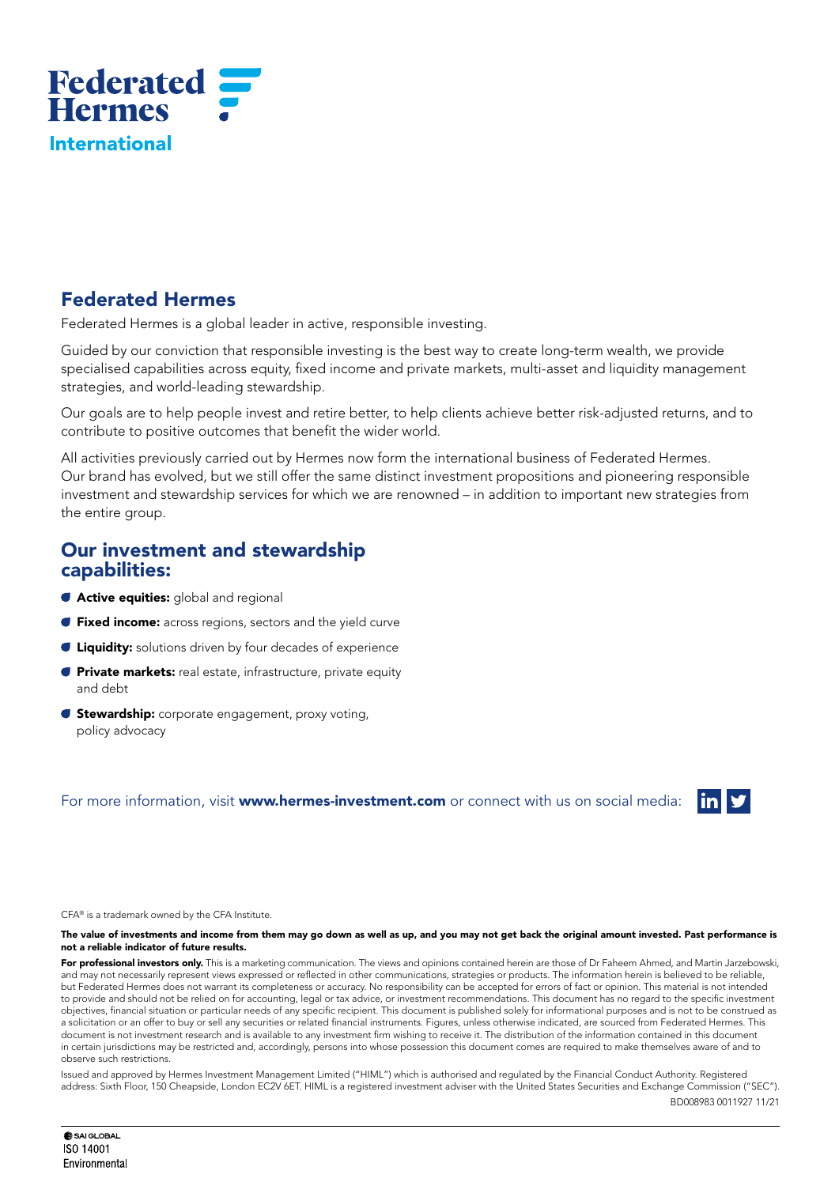Federated Hermes
International

## Federated Hermes

Federated Hermes is a global leader in active, responsible investing.

Guided by our conviction that responsible investing is the best way to create long-term wealth, we provide specialised capabilities across equity, fixed income and private markets, multi-asset and liquidity management strategies, and world-leading stewardship.

Our goals are to help people invest and retire better, to help clients achieve better risk-adjusted returns, and to contribute to positive outcomes that benefit the wider world.

All activities previously carried out by Hermes now form the international business of Federated Hermes. Our brand has evolved, but we still offer the same distinct investment propositions and pioneering responsible investment and stewardship services for which we are renowned – in addition to important new strategies from the entire group.

## Our investment and stewardship capabilities:

- **Active equities:** global and regional
- **Fixed income:** across regions, sectors and the yield curve
- **Liquidity:** solutions driven by four decades of experience
- **Private markets:** real estate, infrastructure, private equity and debt
- **Stewardship:** corporate engagement, proxy voting, policy advocacy

For more information, visit **www.hermes-investment.com** or connect with us on social media:

CFA® is a trademark owned by the CFA Institute.

**The value of investments and income from them may go down as well as up, and you may not get back the original amount invested. Past performance is not a reliable indicator of future results.**

**For professional investors only.** This is a marketing communication. The views and opinions contained herein are those of Dr Faheem Ahmed, and Martin Jarzebowski, and may not necessarily represent views expressed or reflected in other communications, strategies or products. The information herein is believed to be reliable, but Federated Hermes does not warrant its completeness or accuracy. No responsibility can be accepted for errors of fact or opinion. This material is not intended to provide and should not be relied on for accounting, legal or tax advice, or investment recommendations. This document has no regard to the specific investment objectives, financial situation or particular needs of any specific recipient. This document is published solely for informational purposes and is not to be construed as a solicitation or an offer to buy or sell any securities or related financial instruments. Figures, unless otherwise indicated, are sourced from Federated Hermes. This document is not investment research and is available to any investment firm wishing to receive it. The distribution of the information contained in this document in certain jurisdictions may be restricted and, accordingly, persons into whose possession this document comes are required to make themselves aware of and to observe such restrictions.

Issued and approved by Hermes Investment Management Limited ("HIML") which is authorised and regulated by the Financial Conduct Authority. Registered address: Sixth Floor, 150 Cheapside, London EC2V 6ET. HIML is a registered investment adviser with the United States Securities and Exchange Commission ("SEC").

BD008983 0011927 11/21

SAI GLOBAL
ISO 14001
Environmental